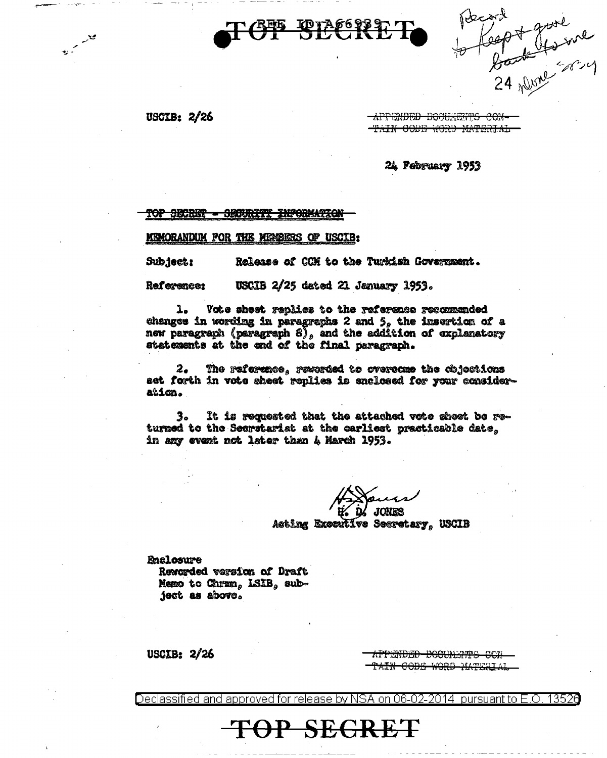TOP SECRET

Record to Keep + gave back to me 24 none sz

USCIB: 2/26

~~APPENDED DOCUMENTS CONTAIN CODE WORD MATERIAL~~

24 February 1953

~~TOP SECRET - SECURITY INFORMATION~~

MEMORANDUM FOR THE MEMBERS OF USCIB:

Subject: Release of CCM to the Turkish Government.

Reference: USCIB 2/25 dated 21 January 1953.

1. Vote sheet replies to the reference recommended changes in wording in paragraphs 2 and 5, the insertion of a new paragraph (paragraph 8), and the addition of explanatory statements at the end of the final paragraph.

2. The reference, reworded to overcome the objections set forth in vote sheet replies is enclosed for your consideration.

3. It is requested that the attached vote sheet be returned to the Secretariat at the earliest practicable date, in any event not later than 4 March 1953.

H. D. JONES
Acting Executive Secretary, USCIB

Enclosure
Reworded version of Draft Memo to Chrmn, LSIB, subject as above.

USCIB: 2/26

~~APPENDED DOCUMENTS CONTAIN CODE WORD MATERIAL~~

Declassified and approved for release by NSA on 06-02-2014 pursuant to E.O. 13526

TOP SECRET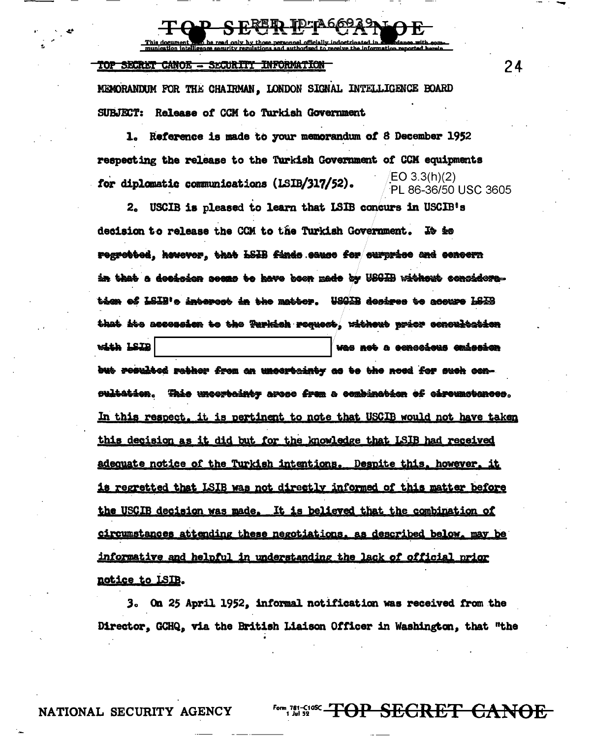TOP SECRET CANOE - SECURITY INFORMATION

MEMORANDUM FOR THE CHAIRMAN, LONDON SIGNAL INTELLIGENCE BOARD

SUBJECT: Release of CCM to Turkish Government

1. Reference is made to your memorandum of 8 December 1952 respecting the release to the Turkish Government of CCM equipments for diplomatic communications (LSIB/317/52).

EO 3.3(h)(2)
PL 86-36/50 USC 3605

2. USCIB is pleased to learn that LSIB concurs in USCIB's decision to release the CCM to the Turkish Government. ~~It is regretted, however, that LSIB finds cause for surprise and concern in that a decision seems to have been made by USCIB without consideration of LSIB's interest in the matter. USCIB desires to assure LSIB that its accession to the Turkish request, without prior consultation with LSIB~~ [REDACTED] ~~was not a conscious omission but resulted rather from an uncertainty as to the need for such consultation. This uncertainty arose from a combination of circumstances.~~ <u>In this respect, it is pertinent to note that USCIB would not have taken this decision as it did but for the knowledge that LSIB had received adequate notice of the Turkish intentions. Despite this, however, it is regretted that LSIB was not directly informed of this matter before the USCIB decision was made. It is believed that the combination of circumstances attending these negotiations, as described below, may be informative and helpful in understanding the lack of official prior notice to LSIB.</u>

3. On 25 April 1952, informal notification was received from the Director, GCHQ, via the British Liaison Officer in Washington, that "the

NATIONAL SECURITY AGENCY

TOP SECRET CANOE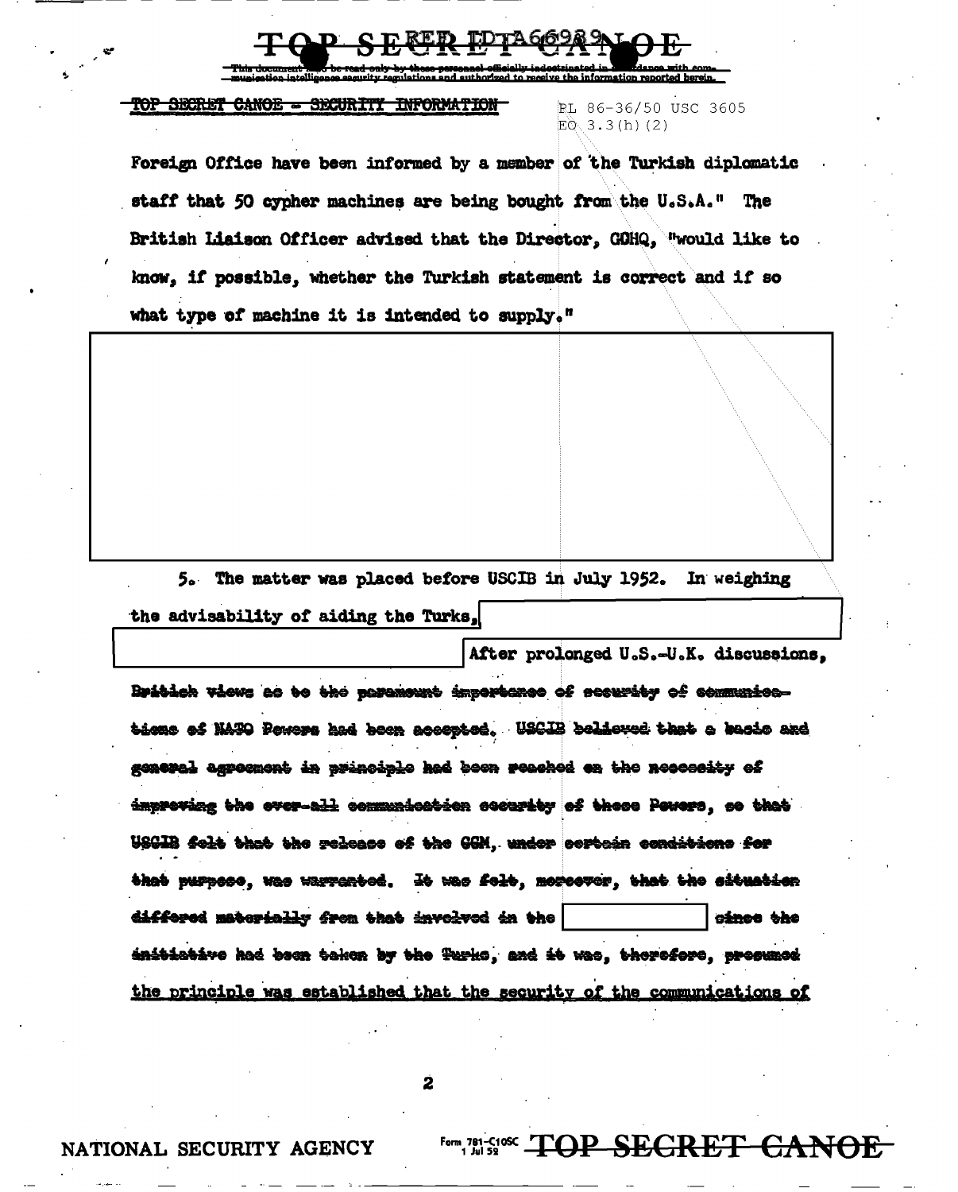TOP SECRET CANOE - SECURITY INFORMATION

PL 86-36/50 USC 3605
EO 3.3(h)(2)

Foreign Office have been informed by a member of the Turkish diplomatic staff that 50 cypher machines are being bought from the U.S.A." The British Liaison Officer advised that the Director, GCHQ, "would like to know, if possible, whether the Turkish statement is correct and if so what type of machine it is intended to supply."

5. The matter was placed before USCIB in July 1952. In weighing the advisability of aiding the Turks, After prolonged U.S.-U.K. discussions, British views as to the paramount importance of security of communications of NATO Powers had been accepted. USCIB believed that a basic and general agreement in principle had been reached on the necessity of improving the over-all communication security of these Powers, so that USCIB felt that the release of the CCM, under certain conditions for that purpose, was warranted. It was felt, moreover, that the situation differed materially from that involved in the since the initiative had been taken by the Turks, and it was, therefore, presumed the principle was established that the security of the communications of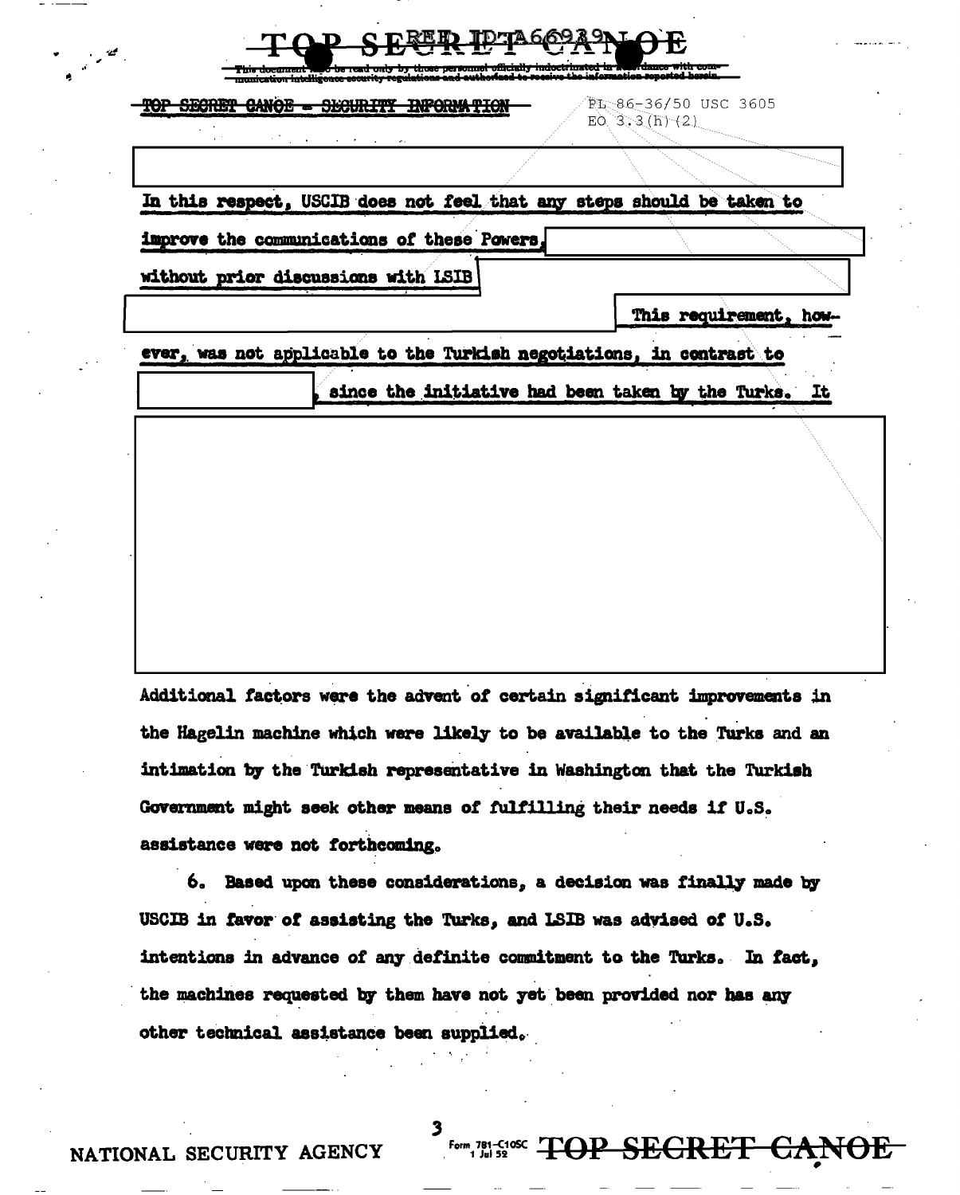TOP SECRET CANOE - SECURITY INFORMATION

PL 86-36/50 USC 3605
EO 3.3(h)(2)

In this respect, USCIB does not feel that any steps should be taken to improve the communications of these Powers, [REDACTED] without prior discussions with LSIB [REDACTED] This requirement, however, was not applicable to the Turkish negotiations, in contrast to [REDACTED], since the initiative had been taken by the Turks. It [REDACTED]

Additional factors were the advent of certain significant improvements in the Hagelin machine which were likely to be available to the Turks and an intimation by the Turkish representative in Washington that the Turkish Government might seek other means of fulfilling their needs if U.S. assistance were not forthcoming.

6. Based upon these considerations, a decision was finally made by USCIB in favor of assisting the Turks, and LSIB was advised of U.S. intentions in advance of any definite commitment to the Turks. In fact, the machines requested by them have not yet been provided nor has any other technical assistance been supplied.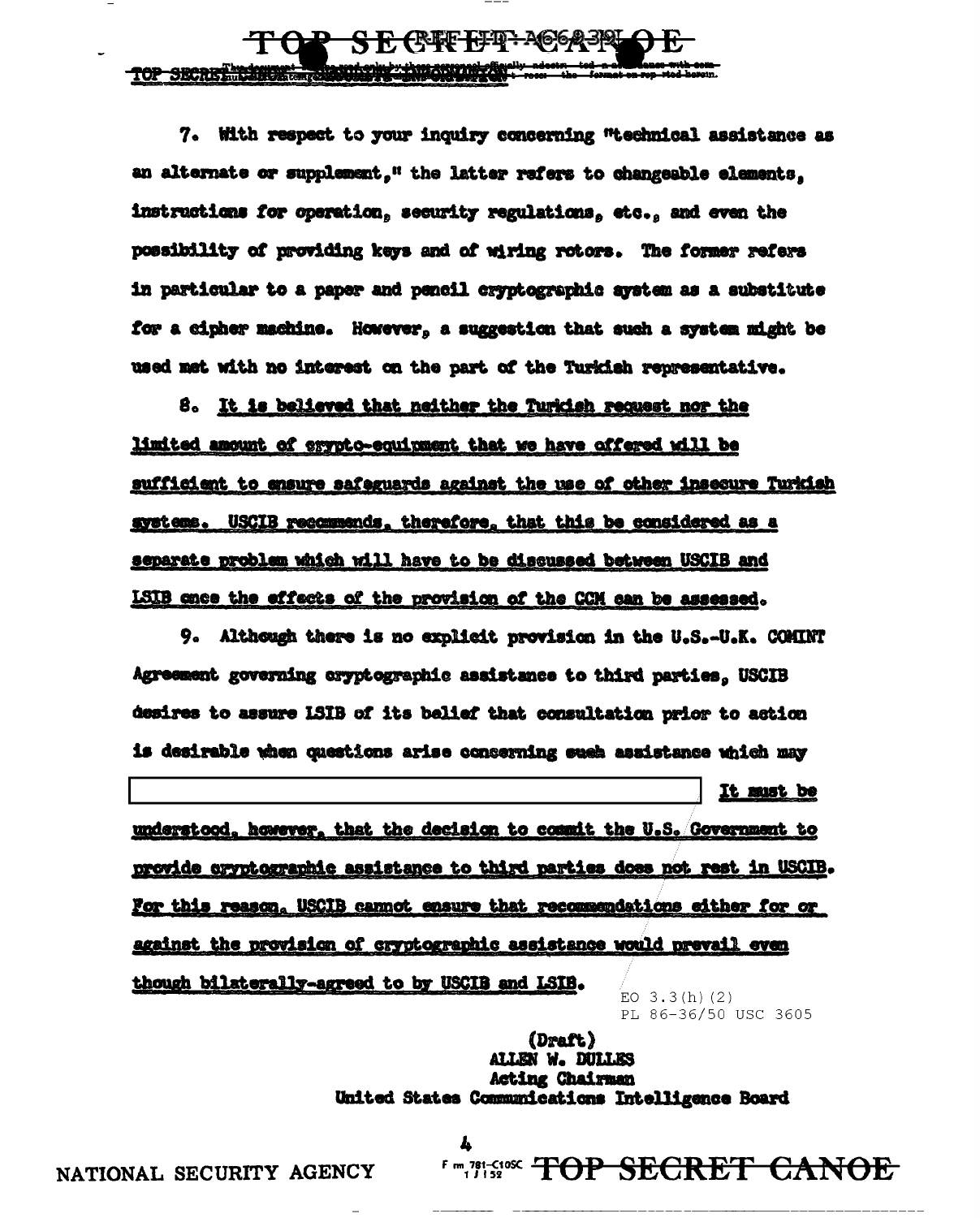7. With respect to your inquiry concerning "technical assistance as an alternate or supplement," the latter refers to changeable elements, instructions for operation, security regulations, etc., and even the possibility of providing keys and of wiring rotors. The former refers in particular to a paper and pencil cryptographic system as a substitute for a cipher machine. However, a suggestion that such a system might be used met with no interest on the part of the Turkish representative.

8. <u>It is believed that neither the Turkish request nor the limited amount of crypto-equipment that we have offered will be sufficient to ensure safeguards against the use of other insecure Turkish systems. USCIB recommends, therefore, that this be considered as a separate problem which will have to be discussed between USCIB and LSIB once the effects of the provision of the CCM can be assessed.</u>

9. Although there is no explicit provision in the U.S.-U.K. COMINT Agreement governing cryptographic assistance to third parties, USCIB desires to assure LSIB of its belief that consultation prior to action is desirable when questions arise concerning such assistance which may [redacted] <u>It must be understood, however, that the decision to commit the U.S. Government to provide cryptographic assistance to third parties does not rest in USCIB. For this reason, USCIB cannot ensure that recommendations either for or against the provision of cryptographic assistance would prevail even though bilaterally-agreed to by USCIB and LSIB.</u>

EO 3.3(h)(2)
PL 86-36/50 USC 3605

(Draft)
ALLEN W. DULLES
Acting Chairman
United States Communications Intelligence Board